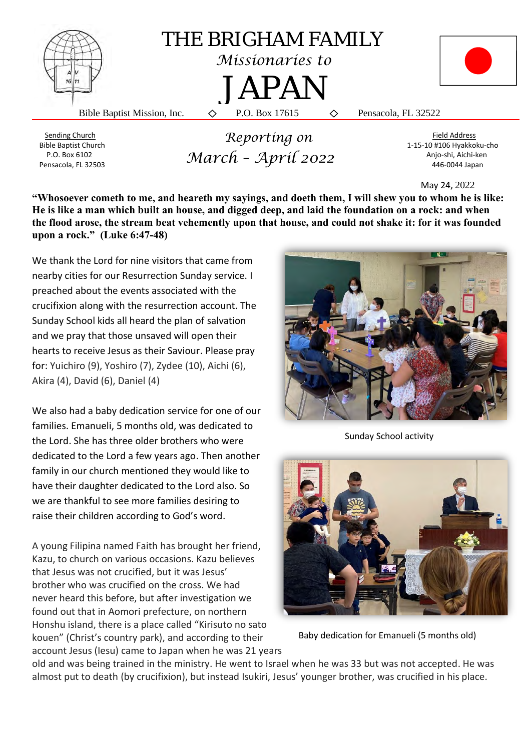# THE BRIGHAM FAMILY

*Missionaries to*

# JAPAN

Bible Baptist Mission, Inc. ◇ P.O. Box 17615 ◇ Pensacola, FL 32522

Sending Church
Bible Baptist Church
P.O. Box 6102
Pensacola, FL 32503

*Reporting on*
*March – April 2022*

Field Address
1-15-10 #106 Hyakkoku-cho
Anjo-shi, Aichi-ken
446-0044 Japan

May 24, 2022

**"Whosoever cometh to me, and heareth my sayings, and doeth them, I will shew you to whom he is like: He is like a man which built an house, and digged deep, and laid the foundation on a rock: and when the flood arose, the stream beat vehemently upon that house, and could not shake it: for it was founded upon a rock." (Luke 6:47-48)**

We thank the Lord for nine visitors that came from nearby cities for our Resurrection Sunday service. I preached about the events associated with the crucifixion along with the resurrection account. The Sunday School kids all heard the plan of salvation and we pray that those unsaved will open their hearts to receive Jesus as their Saviour. Please pray for: Yuichiro (9), Yoshiro (7), Zydee (10), Aichi (6), Akira (4), David (6), Daniel (4)

Sunday School activity

We also had a baby dedication service for one of our families. Emanueli, 5 months old, was dedicated to the Lord. She has three older brothers who were dedicated to the Lord a few years ago. Then another family in our church mentioned they would like to have their daughter dedicated to the Lord also. So we are thankful to see more families desiring to raise their children according to God's word.

Baby dedication for Emanueli (5 months old)

A young Filipina named Faith has brought her friend, Kazu, to church on various occasions. Kazu believes that Jesus was not crucified, but it was Jesus' brother who was crucified on the cross. We had never heard this before, but after investigation we found out that in Aomori prefecture, on northern Honshu island, there is a place called "Kirisuto no sato kouen" (Christ's country park), and according to their account Jesus (Iesu) came to Japan when he was 21 years old and was being trained in the ministry. He went to Israel when he was 33 but was not accepted. He was almost put to death (by crucifixion), but instead Isukiri, Jesus' younger brother, was crucified in his place.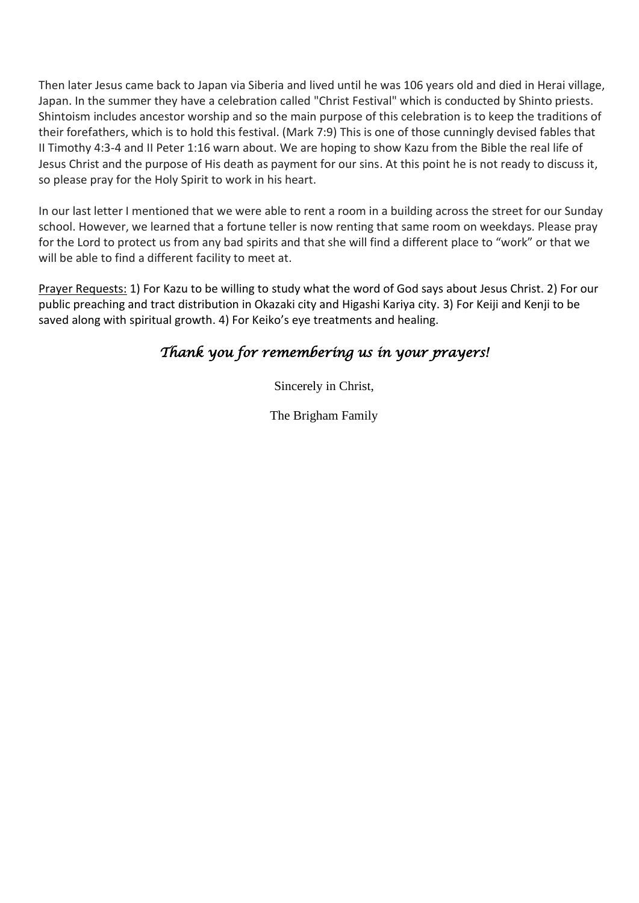Then later Jesus came back to Japan via Siberia and lived until he was 106 years old and died in Herai village, Japan. In the summer they have a celebration called "Christ Festival" which is conducted by Shinto priests. Shintoism includes ancestor worship and so the main purpose of this celebration is to keep the traditions of their forefathers, which is to hold this festival. (Mark 7:9) This is one of those cunningly devised fables that II Timothy 4:3-4 and II Peter 1:16 warn about. We are hoping to show Kazu from the Bible the real life of Jesus Christ and the purpose of His death as payment for our sins. At this point he is not ready to discuss it, so please pray for the Holy Spirit to work in his heart.

In our last letter I mentioned that we were able to rent a room in a building across the street for our Sunday school. However, we learned that a fortune teller is now renting that same room on weekdays. Please pray for the Lord to protect us from any bad spirits and that she will find a different place to “work” or that we will be able to find a different facility to meet at.

<u>Prayer Requests:</u> 1) For Kazu to be willing to study what the word of God says about Jesus Christ. 2) For our public preaching and tract distribution in Okazaki city and Higashi Kariya city. 3) For Keiji and Kenji to be saved along with spiritual growth. 4) For Keiko’s eye treatments and healing.

*Thank you for remembering us in your prayers!*

Sincerely in Christ,

The Brigham Family